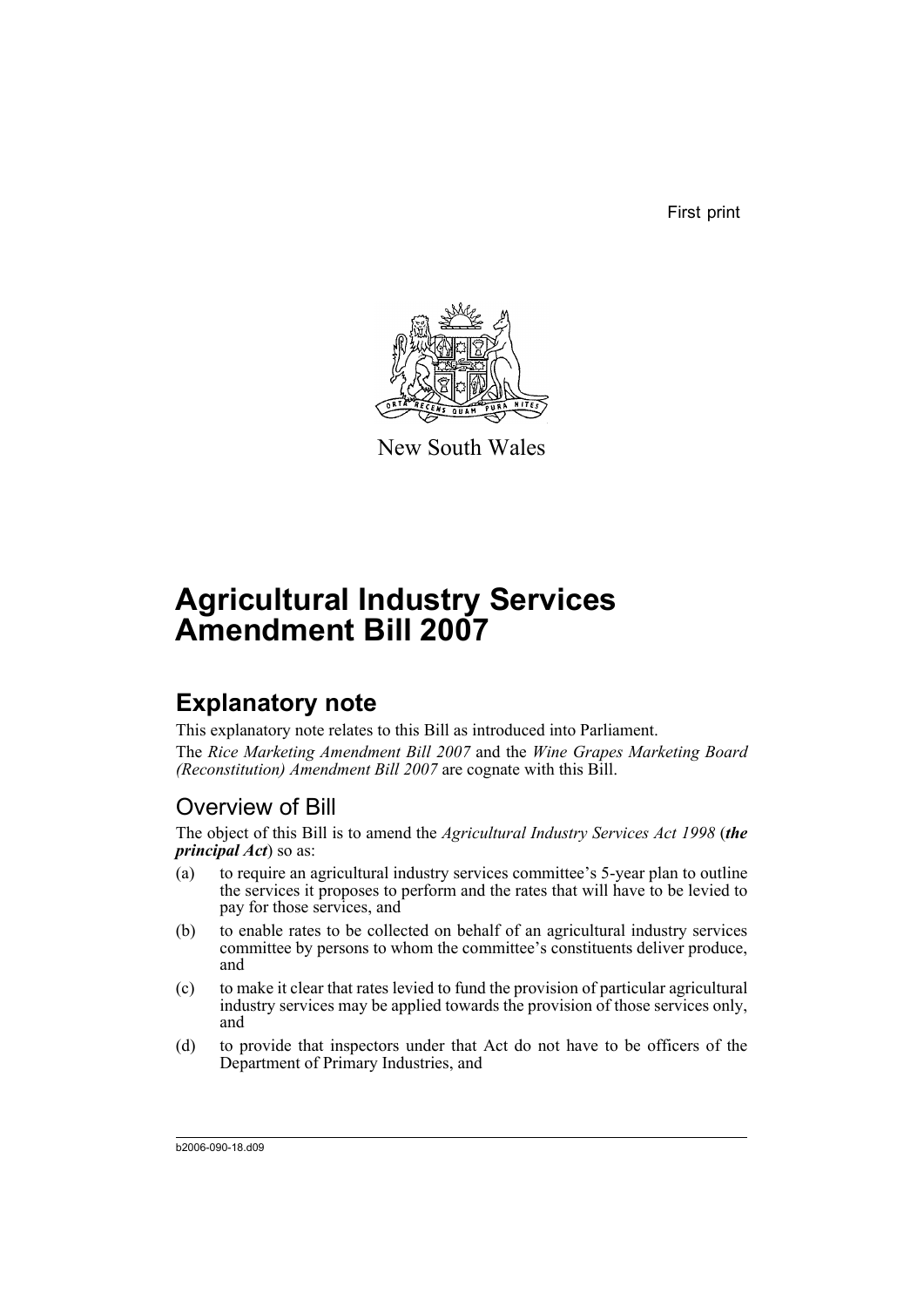First print

New South Wales

# Agricultural Industry Services Amendment Bill 2007

## Explanatory note

This explanatory note relates to this Bill as introduced into Parliament.

The *Rice Marketing Amendment Bill 2007* and the *Wine Grapes Marketing Board (Reconstitution) Amendment Bill 2007* are cognate with this Bill.

### Overview of Bill

The object of this Bill is to amend the *Agricultural Industry Services Act 1998* (***the principal Act***) so as:

(a) to require an agricultural industry services committee's 5-year plan to outline the services it proposes to perform and the rates that will have to be levied to pay for those services, and

(b) to enable rates to be collected on behalf of an agricultural industry services committee by persons to whom the committee's constituents deliver produce, and

(c) to make it clear that rates levied to fund the provision of particular agricultural industry services may be applied towards the provision of those services only, and

(d) to provide that inspectors under that Act do not have to be officers of the Department of Primary Industries, and

b2006-090-18.d09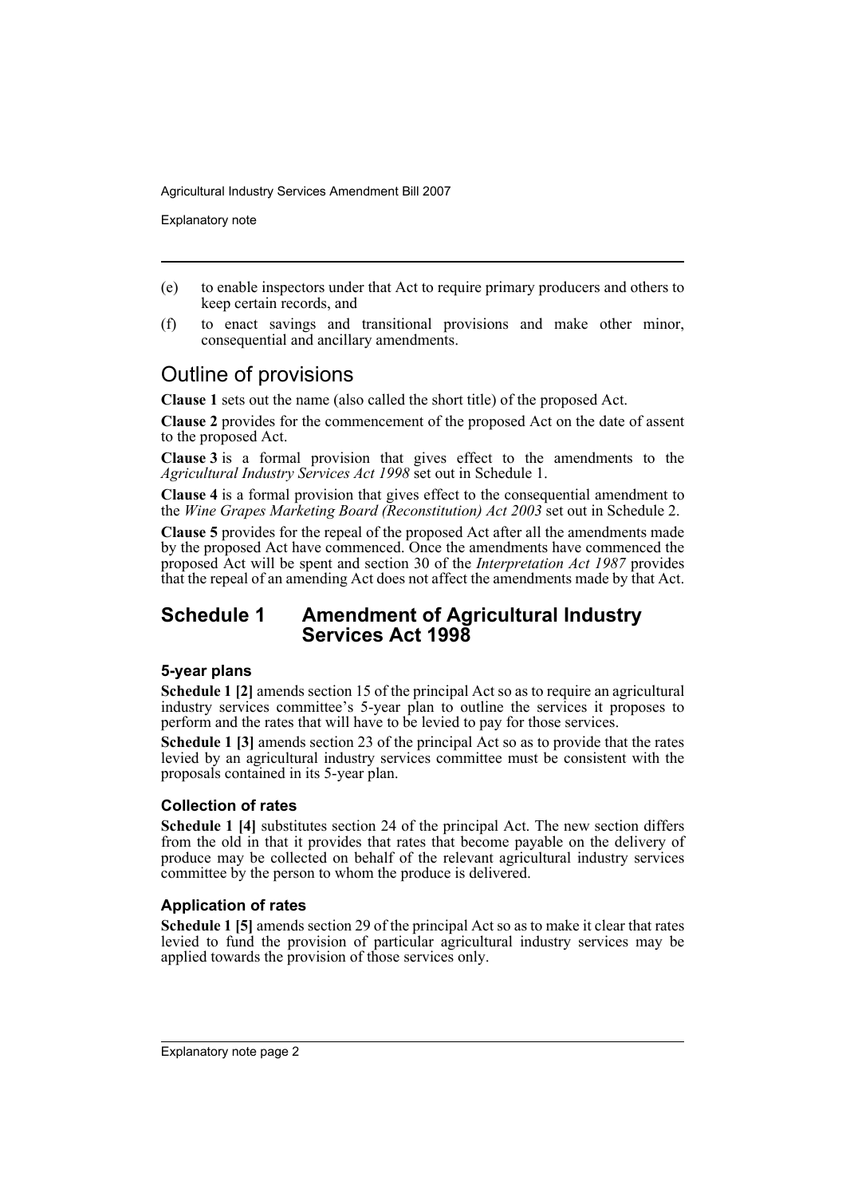(e) to enable inspectors under that Act to require primary producers and others to keep certain records, and

(f) to enact savings and transitional provisions and make other minor, consequential and ancillary amendments.

## Outline of provisions

**Clause 1** sets out the name (also called the short title) of the proposed Act.

**Clause 2** provides for the commencement of the proposed Act on the date of assent to the proposed Act.

**Clause 3** is a formal provision that gives effect to the amendments to the *Agricultural Industry Services Act 1998* set out in Schedule 1.

**Clause 4** is a formal provision that gives effect to the consequential amendment to the *Wine Grapes Marketing Board (Reconstitution) Act 2003* set out in Schedule 2.

**Clause 5** provides for the repeal of the proposed Act after all the amendments made by the proposed Act have commenced. Once the amendments have commenced the proposed Act will be spent and section 30 of the *Interpretation Act 1987* provides that the repeal of an amending Act does not affect the amendments made by that Act.

## Schedule 1 Amendment of Agricultural Industry Services Act 1998

### 5-year plans

**Schedule 1 [2]** amends section 15 of the principal Act so as to require an agricultural industry services committee's 5-year plan to outline the services it proposes to perform and the rates that will have to be levied to pay for those services.

**Schedule 1 [3]** amends section 23 of the principal Act so as to provide that the rates levied by an agricultural industry services committee must be consistent with the proposals contained in its 5-year plan.

### Collection of rates

**Schedule 1 [4]** substitutes section 24 of the principal Act. The new section differs from the old in that it provides that rates that become payable on the delivery of produce may be collected on behalf of the relevant agricultural industry services committee by the person to whom the produce is delivered.

### Application of rates

**Schedule 1 [5]** amends section 29 of the principal Act so as to make it clear that rates levied to fund the provision of particular agricultural industry services may be applied towards the provision of those services only.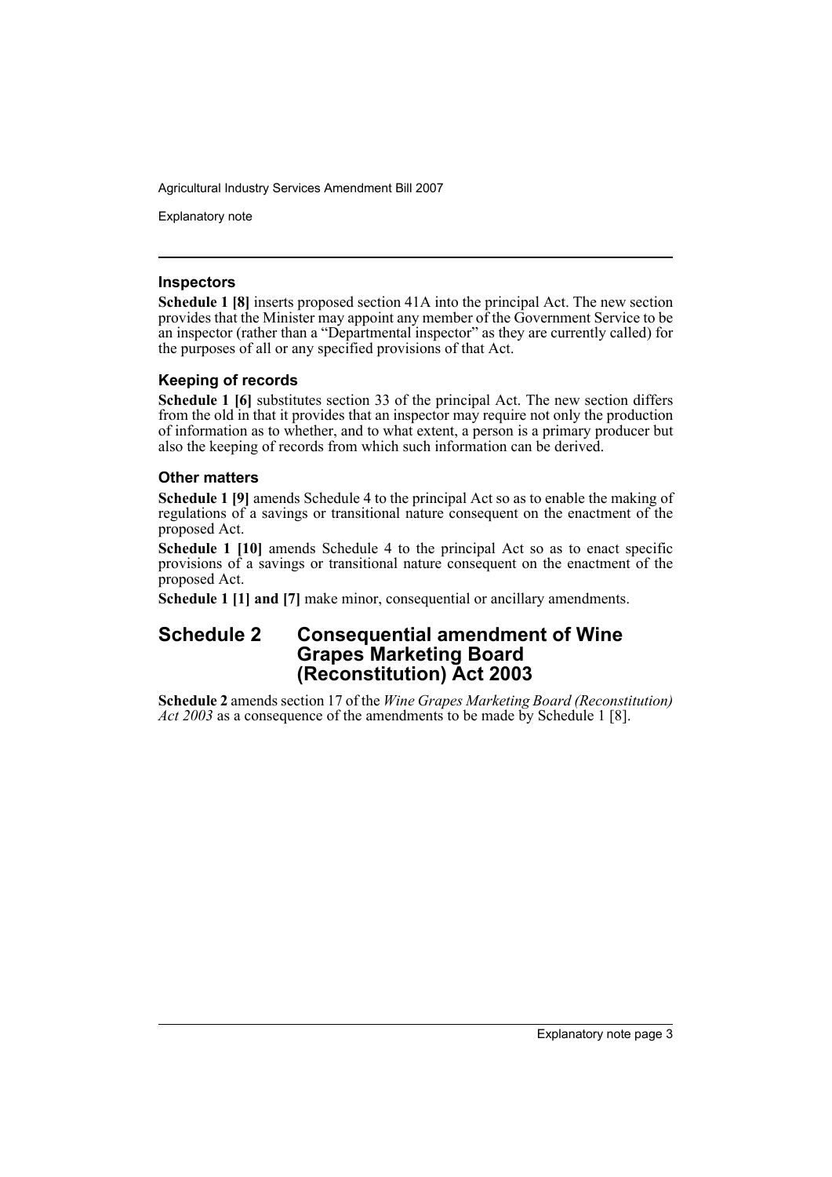### Inspectors

**Schedule 1 [8]** inserts proposed section 41A into the principal Act. The new section provides that the Minister may appoint any member of the Government Service to be an inspector (rather than a "Departmental inspector" as they are currently called) for the purposes of all or any specified provisions of that Act.

### Keeping of records

**Schedule 1 [6]** substitutes section 33 of the principal Act. The new section differs from the old in that it provides that an inspector may require not only the production of information as to whether, and to what extent, a person is a primary producer but also the keeping of records from which such information can be derived.

### Other matters

**Schedule 1 [9]** amends Schedule 4 to the principal Act so as to enable the making of regulations of a savings or transitional nature consequent on the enactment of the proposed Act.

**Schedule 1 [10]** amends Schedule 4 to the principal Act so as to enact specific provisions of a savings or transitional nature consequent on the enactment of the proposed Act.

**Schedule 1 [1] and [7]** make minor, consequential or ancillary amendments.

## Schedule 2 Consequential amendment of Wine Grapes Marketing Board (Reconstitution) Act 2003

**Schedule 2** amends section 17 of the *Wine Grapes Marketing Board (Reconstitution) Act 2003* as a consequence of the amendments to be made by Schedule 1 [8].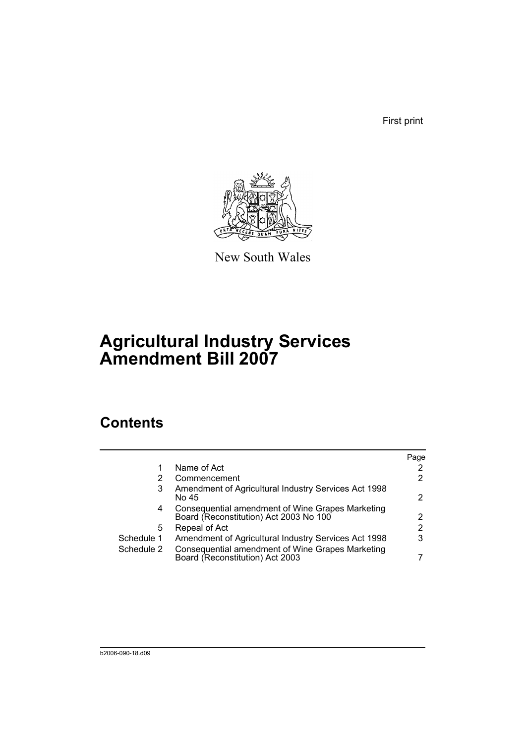First print

New South Wales

# Agricultural Industry Services Amendment Bill 2007

## Contents

| | | Page |
|---|---|---|
| 1 | Name of Act | 2 |
| 2 | Commencement | 2 |
| 3 | Amendment of Agricultural Industry Services Act 1998 No 45 | 2 |
| 4 | Consequential amendment of Wine Grapes Marketing Board (Reconstitution) Act 2003 No 100 | 2 |
| 5 | Repeal of Act | 2 |
| Schedule 1 | Amendment of Agricultural Industry Services Act 1998 | 3 |
| Schedule 2 | Consequential amendment of Wine Grapes Marketing Board (Reconstitution) Act 2003 | 7 |

b2006-090-18.d09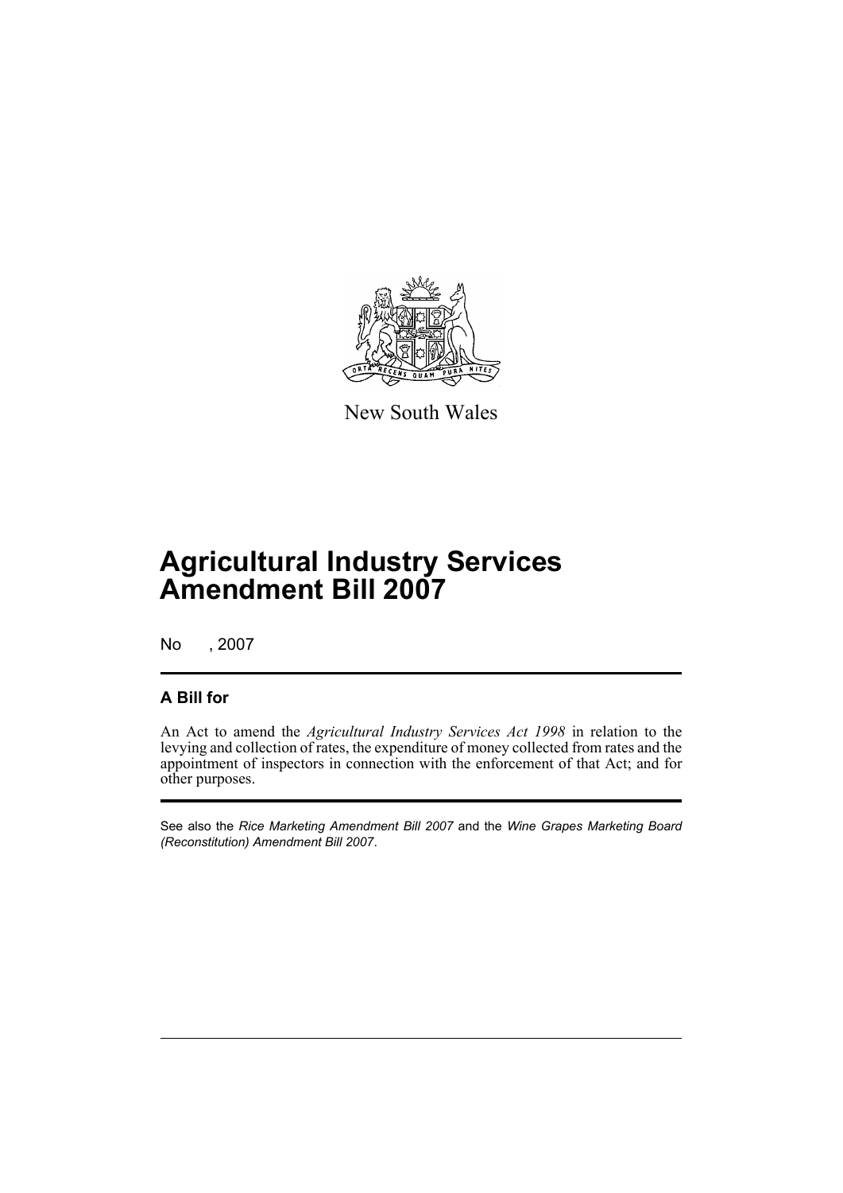New South Wales

# Agricultural Industry Services Amendment Bill 2007

No , 2007

## A Bill for

An Act to amend the *Agricultural Industry Services Act 1998* in relation to the levying and collection of rates, the expenditure of money collected from rates and the appointment of inspectors in connection with the enforcement of that Act; and for other purposes.

See also the *Rice Marketing Amendment Bill 2007* and the *Wine Grapes Marketing Board (Reconstitution) Amendment Bill 2007*.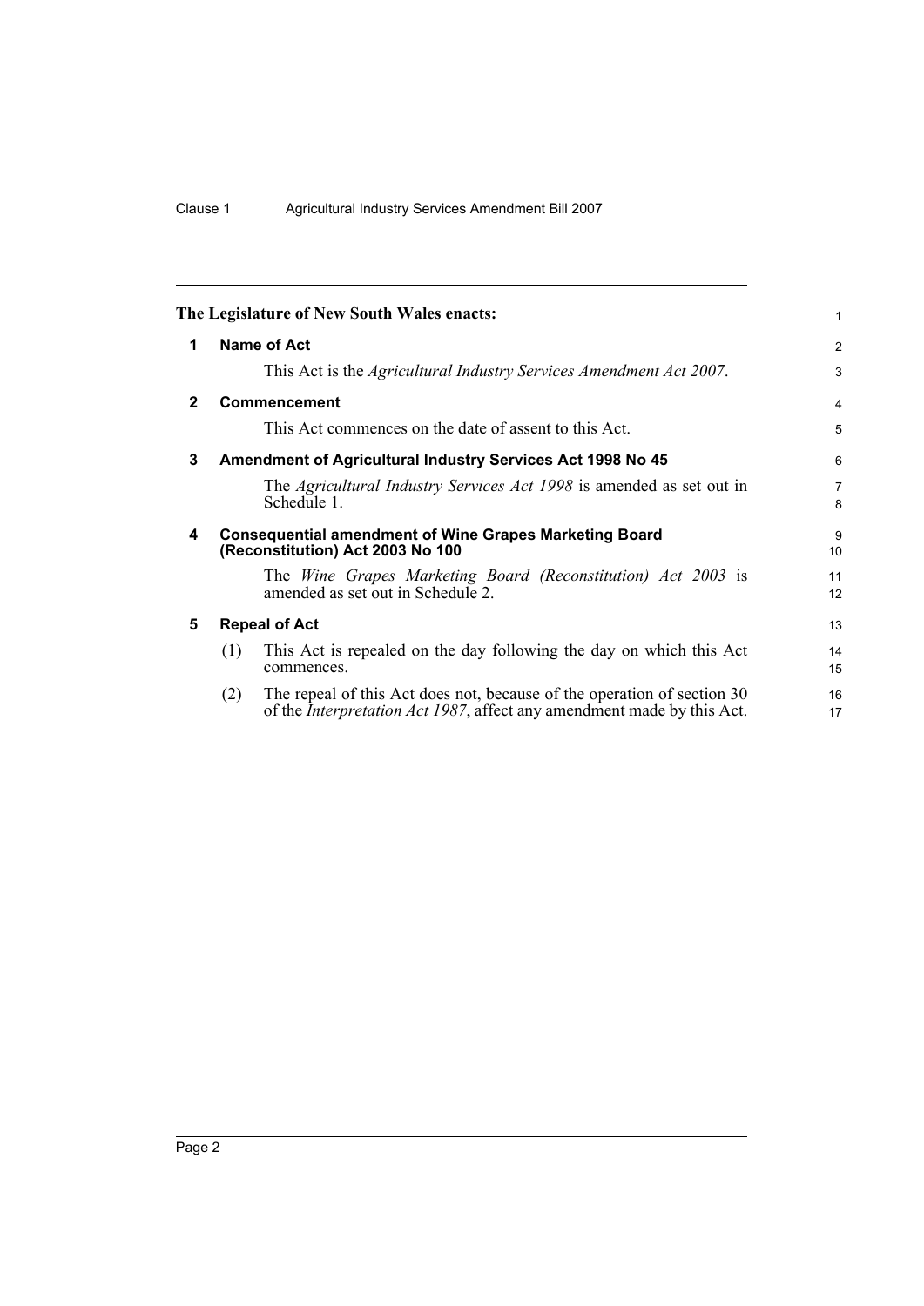**The Legislature of New South Wales enacts:**

## 1 Name of Act

This Act is the *Agricultural Industry Services Amendment Act 2007*.

## 2 Commencement

This Act commences on the date of assent to this Act.

## 3 Amendment of Agricultural Industry Services Act 1998 No 45

The *Agricultural Industry Services Act 1998* is amended as set out in Schedule 1.

## 4 Consequential amendment of Wine Grapes Marketing Board (Reconstitution) Act 2003 No 100

The *Wine Grapes Marketing Board (Reconstitution) Act 2003* is amended as set out in Schedule 2.

## 5 Repeal of Act

(1) This Act is repealed on the day following the day on which this Act commences.

(2) The repeal of this Act does not, because of the operation of section 30 of the *Interpretation Act 1987*, affect any amendment made by this Act.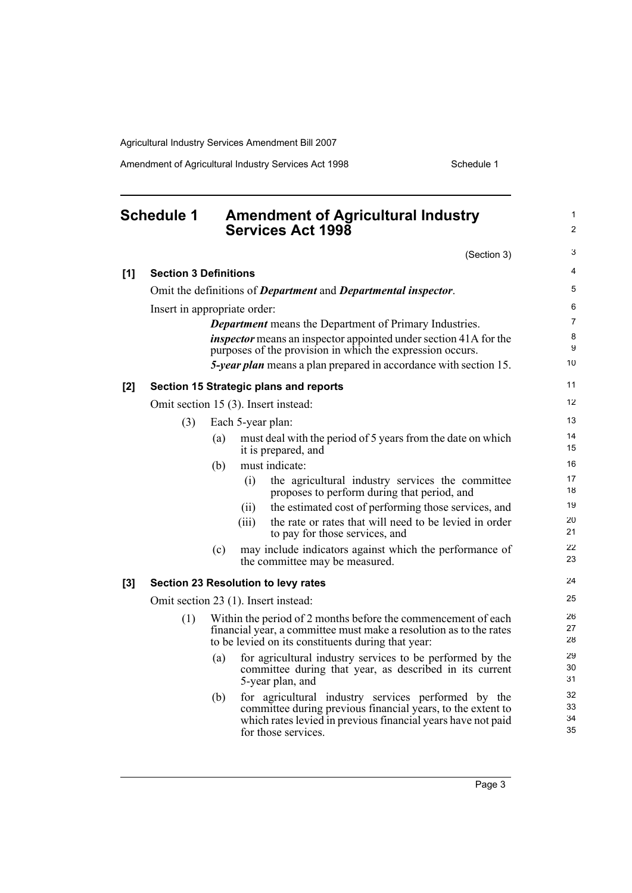## Schedule 1 Amendment of Agricultural Industry Services Act 1998

(Section 3)

**[1] Section 3 Definitions**

Omit the definitions of ***Department*** and ***Departmental inspector***.

Insert in appropriate order:

> ***Department*** means the Department of Primary Industries.
>
> ***inspector*** means an inspector appointed under section 41A for the purposes of the provision in which the expression occurs.
>
> ***5-year plan*** means a plan prepared in accordance with section 15.

**[2] Section 15 Strategic plans and reports**

Omit section 15 (3). Insert instead:

(3) Each 5-year plan:

- (a) must deal with the period of 5 years from the date on which it is prepared, and
- (b) must indicate:
  - (i) the agricultural industry services the committee proposes to perform during that period, and
  - (ii) the estimated cost of performing those services, and
  - (iii) the rate or rates that will need to be levied in order to pay for those services, and
- (c) may include indicators against which the performance of the committee may be measured.

**[3] Section 23 Resolution to levy rates**

Omit section 23 (1). Insert instead:

(1) Within the period of 2 months before the commencement of each financial year, a committee must make a resolution as to the rates to be levied on its constituents during that year:

- (a) for agricultural industry services to be performed by the committee during that year, as described in its current 5-year plan, and
- (b) for agricultural industry services performed by the committee during previous financial years, to the extent to which rates levied in previous financial years have not paid for those services.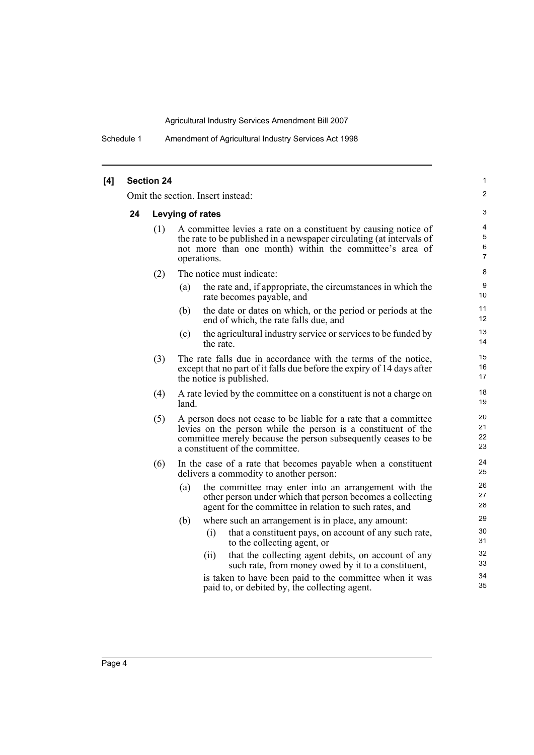**[4] Section 24**

Omit the section. Insert instead:

**24 Levying of rates**

(1) A committee levies a rate on a constituent by causing notice of the rate to be published in a newspaper circulating (at intervals of not more than one month) within the committee's area of operations.

(2) The notice must indicate:

(a) the rate and, if appropriate, the circumstances in which the rate becomes payable, and

(b) the date or dates on which, or the period or periods at the end of which, the rate falls due, and

(c) the agricultural industry service or services to be funded by the rate.

(3) The rate falls due in accordance with the terms of the notice, except that no part of it falls due before the expiry of 14 days after the notice is published.

(4) A rate levied by the committee on a constituent is not a charge on land.

(5) A person does not cease to be liable for a rate that a committee levies on the person while the person is a constituent of the committee merely because the person subsequently ceases to be a constituent of the committee.

(6) In the case of a rate that becomes payable when a constituent delivers a commodity to another person:

(a) the committee may enter into an arrangement with the other person under which that person becomes a collecting agent for the committee in relation to such rates, and

(b) where such an arrangement is in place, any amount:

(i) that a constituent pays, on account of any such rate, to the collecting agent, or

(ii) that the collecting agent debits, on account of any such rate, from money owed by it to a constituent,

is taken to have been paid to the committee when it was paid to, or debited by, the collecting agent.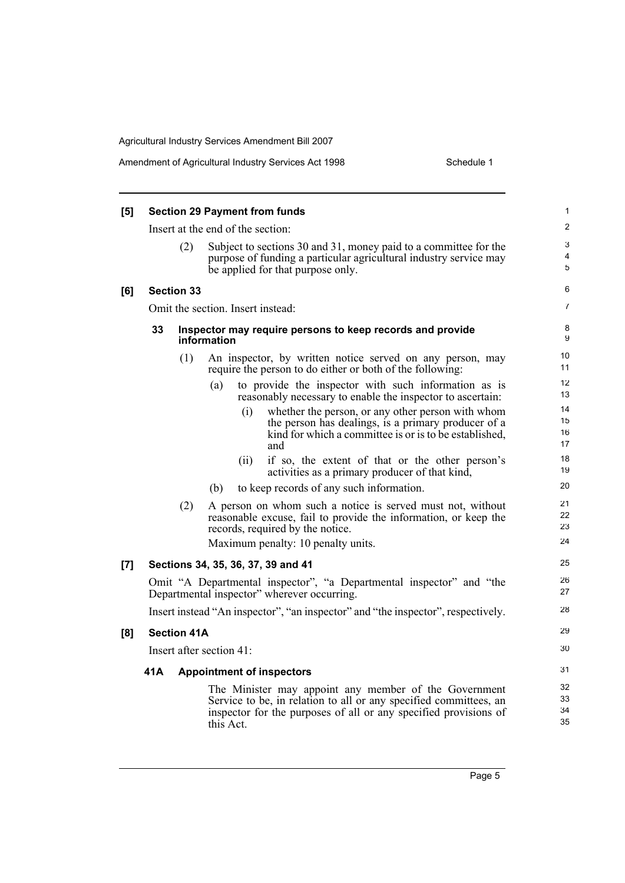**[5] Section 29 Payment from funds**

Insert at the end of the section:

(2) Subject to sections 30 and 31, money paid to a committee for the purpose of funding a particular agricultural industry service may be applied for that purpose only.

**[6] Section 33**

Omit the section. Insert instead:

**33 Inspector may require persons to keep records and provide information**

(1) An inspector, by written notice served on any person, may require the person to do either or both of the following:

- (a) to provide the inspector with such information as is reasonably necessary to enable the inspector to ascertain:
  - (i) whether the person, or any other person with whom the person has dealings, is a primary producer of a kind for which a committee is or is to be established, and
  - (ii) if so, the extent of that or the other person's activities as a primary producer of that kind,
- (b) to keep records of any such information.

(2) A person on whom such a notice is served must not, without reasonable excuse, fail to provide the information, or keep the records, required by the notice.

Maximum penalty: 10 penalty units.

**[7] Sections 34, 35, 36, 37, 39 and 41**

Omit "A Departmental inspector", "a Departmental inspector" and "the Departmental inspector" wherever occurring.

Insert instead "An inspector", "an inspector" and "the inspector", respectively.

**[8] Section 41A**

Insert after section 41:

**41A Appointment of inspectors**

The Minister may appoint any member of the Government Service to be, in relation to all or any specified committees, an inspector for the purposes of all or any specified provisions of this Act.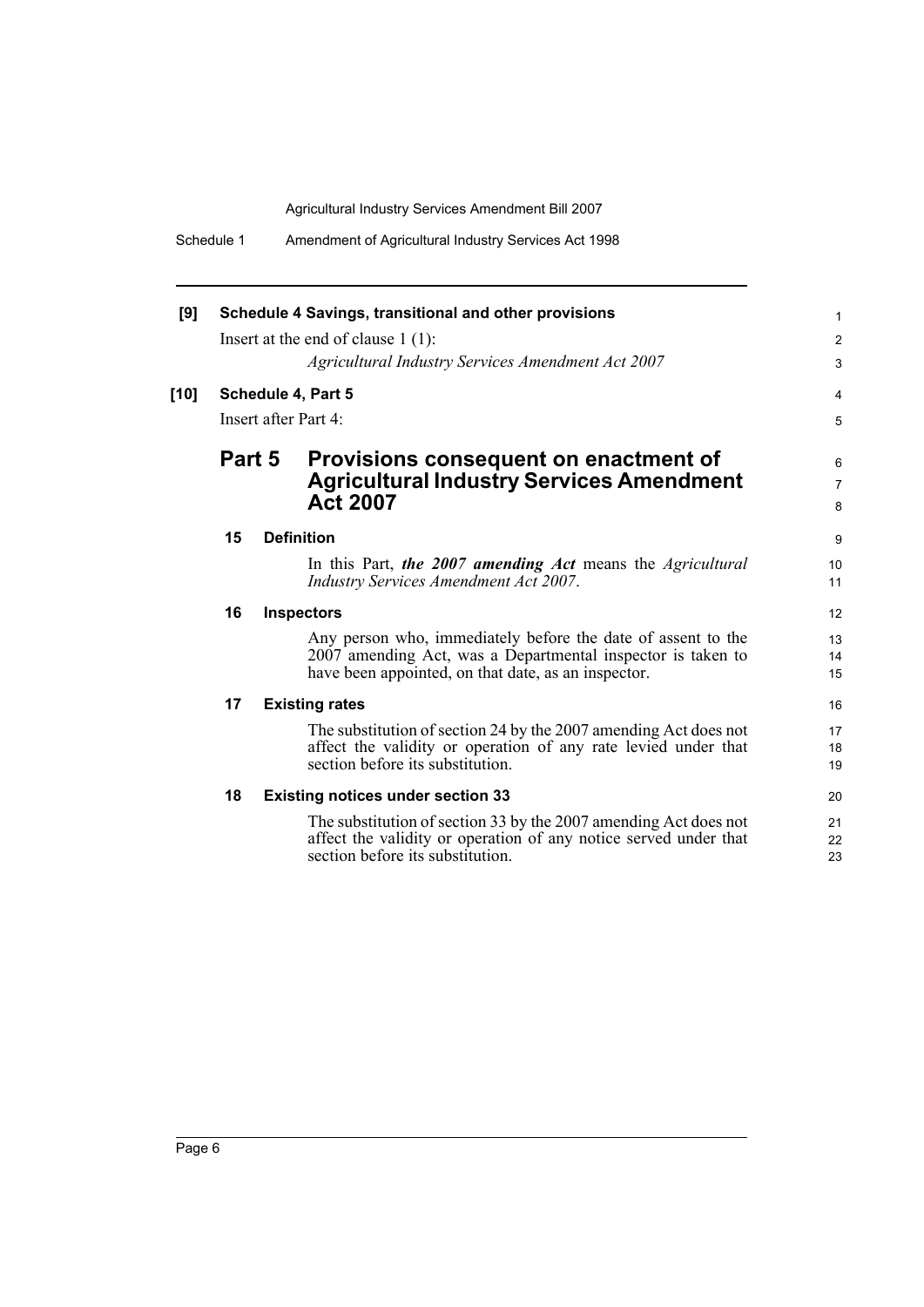**[9] Schedule 4 Savings, transitional and other provisions**

Insert at the end of clause 1 (1):

*Agricultural Industry Services Amendment Act 2007*

**[10] Schedule 4, Part 5**

Insert after Part 4:

## Part 5 Provisions consequent on enactment of Agricultural Industry Services Amendment Act 2007

### 15 Definition

In this Part, ***the 2007 amending Act*** means the *Agricultural Industry Services Amendment Act 2007*.

### 16 Inspectors

Any person who, immediately before the date of assent to the 2007 amending Act, was a Departmental inspector is taken to have been appointed, on that date, as an inspector.

### 17 Existing rates

The substitution of section 24 by the 2007 amending Act does not affect the validity or operation of any rate levied under that section before its substitution.

### 18 Existing notices under section 33

The substitution of section 33 by the 2007 amending Act does not affect the validity or operation of any notice served under that section before its substitution.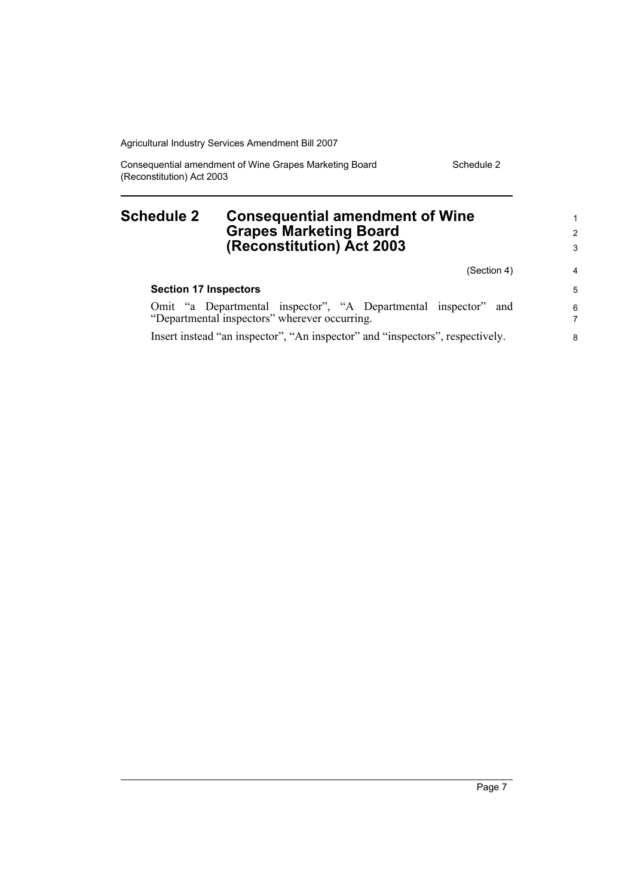# Schedule 2 Consequential amendment of Wine Grapes Marketing Board (Reconstitution) Act 2003

(Section 4)

### Section 17 Inspectors

Omit "a Departmental inspector", "A Departmental inspector" and "Departmental inspectors" wherever occurring.

Insert instead "an inspector", "An inspector" and "inspectors", respectively.